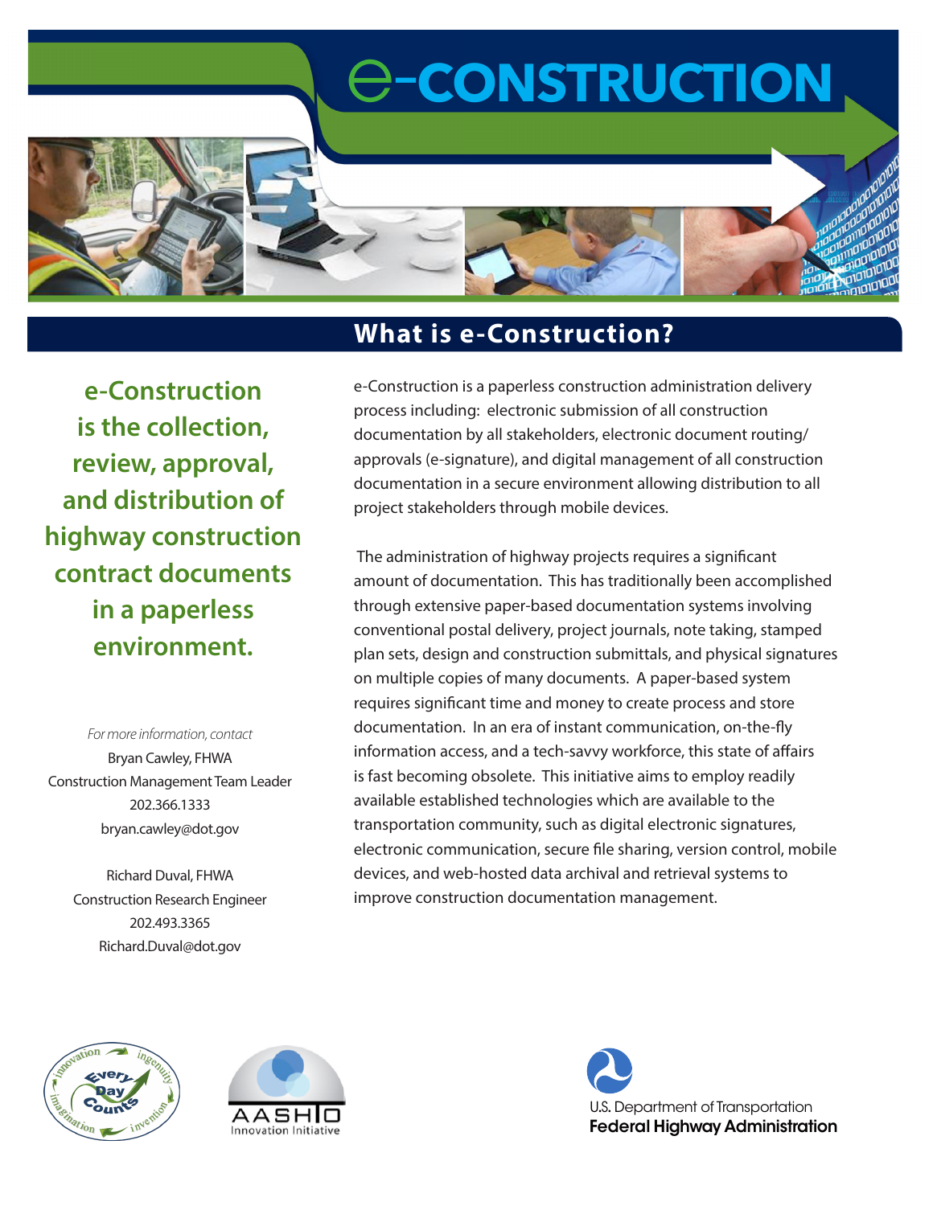# e-CONSTRUCTION

## What is e-Construction?

**e-Construction is the collection, review, approval, and distribution of highway construction contract documents in a paperless environment.**

e-Construction is a paperless construction administration delivery process including: electronic submission of all construction documentation by all stakeholders, electronic document routing/ approvals (e-signature), and digital management of all construction documentation in a secure environment allowing distribution to all project stakeholders through mobile devices.

The administration of highway projects requires a significant amount of documentation. This has traditionally been accomplished through extensive paper-based documentation systems involving conventional postal delivery, project journals, note taking, stamped plan sets, design and construction submittals, and physical signatures on multiple copies of many documents. A paper-based system requires significant time and money to create process and store documentation. In an era of instant communication, on-the-fly information access, and a tech-savvy workforce, this state of affairs is fast becoming obsolete. This initiative aims to employ readily available established technologies which are available to the transportation community, such as digital electronic signatures, electronic communication, secure file sharing, version control, mobile devices, and web-hosted data archival and retrieval systems to improve construction documentation management.

*For more information, contact*

Bryan Cawley, FHWA
Construction Management Team Leader
202.366.1333
bryan.cawley@dot.gov

Richard Duval, FHWA
Construction Research Engineer
202.493.3365
Richard.Duval@dot.gov

Every Day Counts — innovation, ingenuity, invention, imagination

AASHTO Innovation Initiative

U.S. Department of Transportation
**Federal Highway Administration**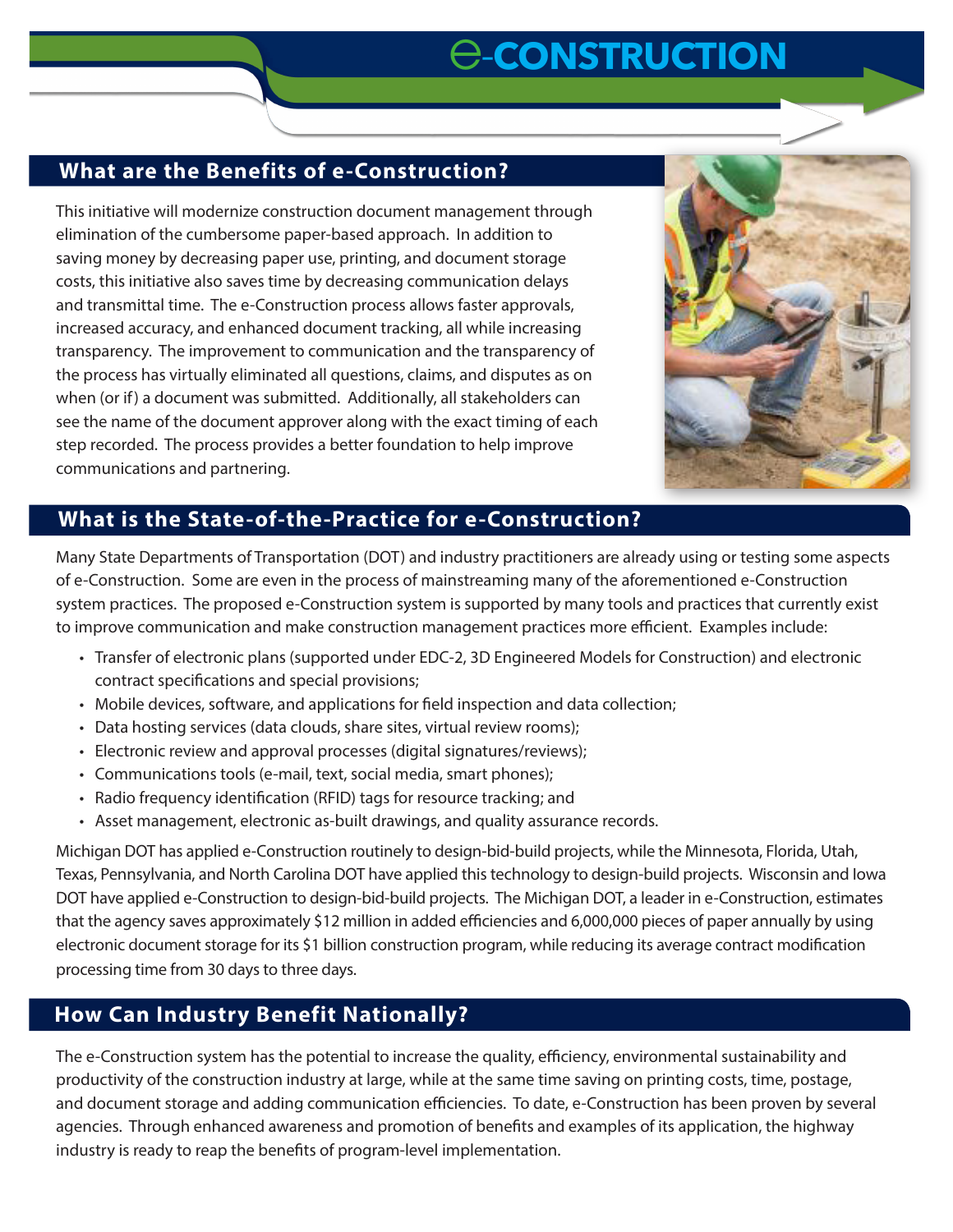# e-CONSTRUCTION

## What are the Benefits of e-Construction?

This initiative will modernize construction document management through elimination of the cumbersome paper-based approach. In addition to saving money by decreasing paper use, printing, and document storage costs, this initiative also saves time by decreasing communication delays and transmittal time. The e-Construction process allows faster approvals, increased accuracy, and enhanced document tracking, all while increasing transparency. The improvement to communication and the transparency of the process has virtually eliminated all questions, claims, and disputes as on when (or if) a document was submitted. Additionally, all stakeholders can see the name of the document approver along with the exact timing of each step recorded. The process provides a better foundation to help improve communications and partnering.

## What is the State-of-the-Practice for e-Construction?

Many State Departments of Transportation (DOT) and industry practitioners are already using or testing some aspects of e-Construction. Some are even in the process of mainstreaming many of the aforementioned e-Construction system practices. The proposed e-Construction system is supported by many tools and practices that currently exist to improve communication and make construction management practices more efficient. Examples include:

- Transfer of electronic plans (supported under EDC-2, 3D Engineered Models for Construction) and electronic contract specifications and special provisions;
- Mobile devices, software, and applications for field inspection and data collection;
- Data hosting services (data clouds, share sites, virtual review rooms);
- Electronic review and approval processes (digital signatures/reviews);
- Communications tools (e-mail, text, social media, smart phones);
- Radio frequency identification (RFID) tags for resource tracking; and
- Asset management, electronic as-built drawings, and quality assurance records.

Michigan DOT has applied e-Construction routinely to design-bid-build projects, while the Minnesota, Florida, Utah, Texas, Pennsylvania, and North Carolina DOT have applied this technology to design-build projects. Wisconsin and Iowa DOT have applied e-Construction to design-bid-build projects. The Michigan DOT, a leader in e-Construction, estimates that the agency saves approximately $12 million in added efficiencies and 6,000,000 pieces of paper annually by using electronic document storage for its $1 billion construction program, while reducing its average contract modification processing time from 30 days to three days.

## How Can Industry Benefit Nationally?

The e-Construction system has the potential to increase the quality, efficiency, environmental sustainability and productivity of the construction industry at large, while at the same time saving on printing costs, time, postage, and document storage and adding communication efficiencies. To date, e-Construction has been proven by several agencies. Through enhanced awareness and promotion of benefits and examples of its application, the highway industry is ready to reap the benefits of program-level implementation.